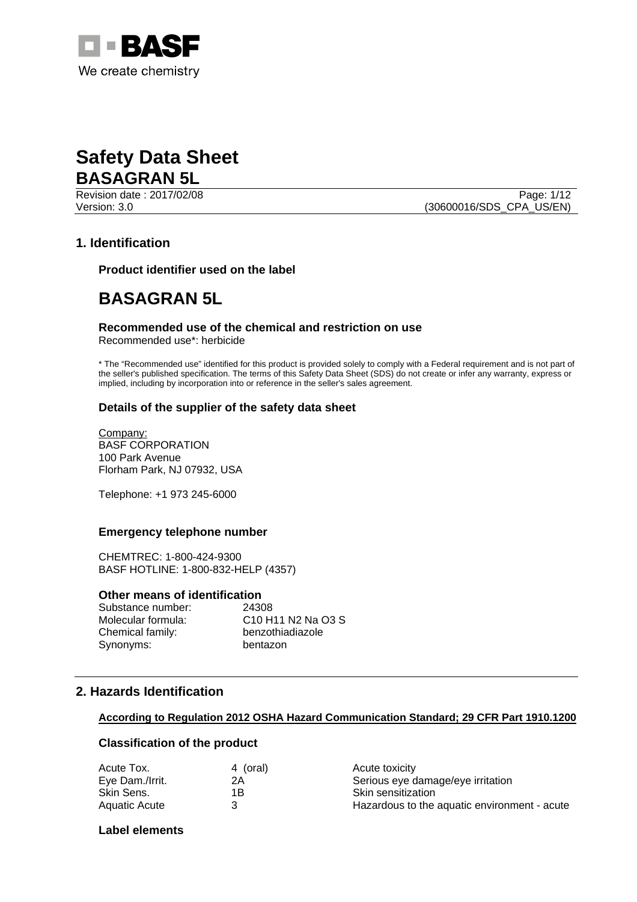We create chemistry

# Safety Data Sheet

## BASAGRAN 5L

Revision date : 2017/02/08

Version: 3.0

(30600016/SDS_CPA_US/EN)

## 1. Identification

### Product identifier used on the label

# BASAGRAN 5L

**Recommended use of the chemical and restriction on use**

Recommended use*: herbicide

* The "Recommended use" identified for this product is provided solely to comply with a Federal requirement and is not part of the seller's published specification. The terms of this Safety Data Sheet (SDS) do not create or infer any warranty, express or implied, including by incorporation into or reference in the seller's sales agreement.

### Details of the supplier of the safety data sheet

Company:
BASF CORPORATION
100 Park Avenue
Florham Park, NJ 07932, USA

Telephone: +1 973 245-6000

### Emergency telephone number

CHEMTREC: 1-800-424-9300
BASF HOTLINE: 1-800-832-HELP (4357)

### Other means of identification

| | |
|---|---|
| Substance number: | 24308 |
| Molecular formula: | $C_{10} H_{11} N_2 Na O_3 S$ |
| Chemical family: | benzothiadiazole |
| Synonyms: | bentazon |

## 2. Hazards Identification

**According to Regulation 2012 OSHA Hazard Communication Standard; 29 CFR Part 1910.1200**

### Classification of the product

| | | |
|---|---|---|
| Acute Tox. | 4 (oral) | Acute toxicity |
| Eye Dam./Irrit. | 2A | Serious eye damage/eye irritation |
| Skin Sens. | 1B | Skin sensitization |
| Aquatic Acute | 3 | Hazardous to the aquatic environment - acute |

### Label elements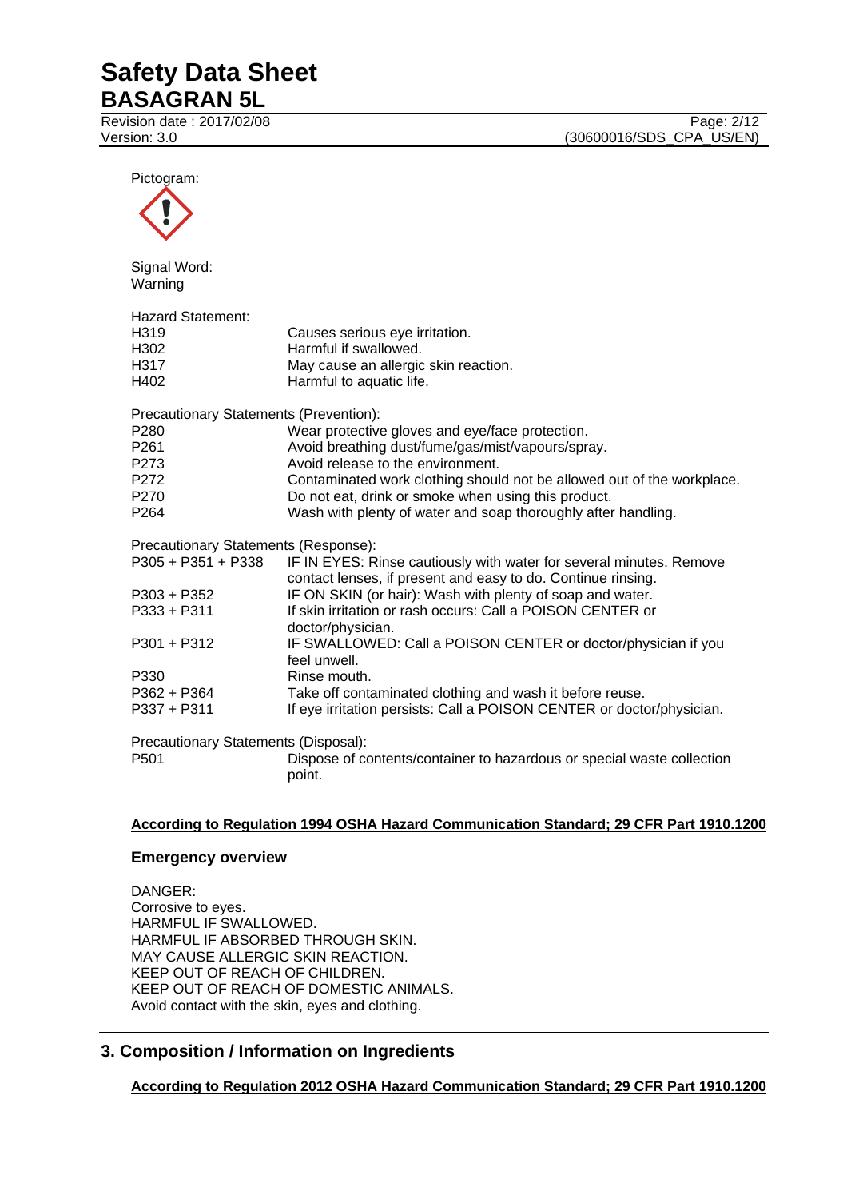Pictogram:

Signal Word:
Warning

Hazard Statement:

| | |
|---|---|
| H319 | Causes serious eye irritation. |
| H302 | Harmful if swallowed. |
| H317 | May cause an allergic skin reaction. |
| H402 | Harmful to aquatic life. |

Precautionary Statements (Prevention):

| | |
|---|---|
| P280 | Wear protective gloves and eye/face protection. |
| P261 | Avoid breathing dust/fume/gas/mist/vapours/spray. |
| P273 | Avoid release to the environment. |
| P272 | Contaminated work clothing should not be allowed out of the workplace. |
| P270 | Do not eat, drink or smoke when using this product. |
| P264 | Wash with plenty of water and soap thoroughly after handling. |

Precautionary Statements (Response):

| | |
|---|---|
| P305 + P351 + P338 | IF IN EYES: Rinse cautiously with water for several minutes. Remove contact lenses, if present and easy to do. Continue rinsing. |
| P303 + P352 | IF ON SKIN (or hair): Wash with plenty of soap and water. |
| P333 + P311 | If skin irritation or rash occurs: Call a POISON CENTER or doctor/physician. |
| P301 + P312 | IF SWALLOWED: Call a POISON CENTER or doctor/physician if you feel unwell. |
| P330 | Rinse mouth. |
| P362 + P364 | Take off contaminated clothing and wash it before reuse. |
| P337 + P311 | If eye irritation persists: Call a POISON CENTER or doctor/physician. |

Precautionary Statements (Disposal):

| | |
|---|---|
| P501 | Dispose of contents/container to hazardous or special waste collection point. |

**According to Regulation 1994 OSHA Hazard Communication Standard; 29 CFR Part 1910.1200**

### Emergency overview

DANGER:
Corrosive to eyes.
HARMFUL IF SWALLOWED.
HARMFUL IF ABSORBED THROUGH SKIN.
MAY CAUSE ALLERGIC SKIN REACTION.
KEEP OUT OF REACH OF CHILDREN.
KEEP OUT OF REACH OF DOMESTIC ANIMALS.
Avoid contact with the skin, eyes and clothing.

## 3. Composition / Information on Ingredients

**According to Regulation 2012 OSHA Hazard Communication Standard; 29 CFR Part 1910.1200**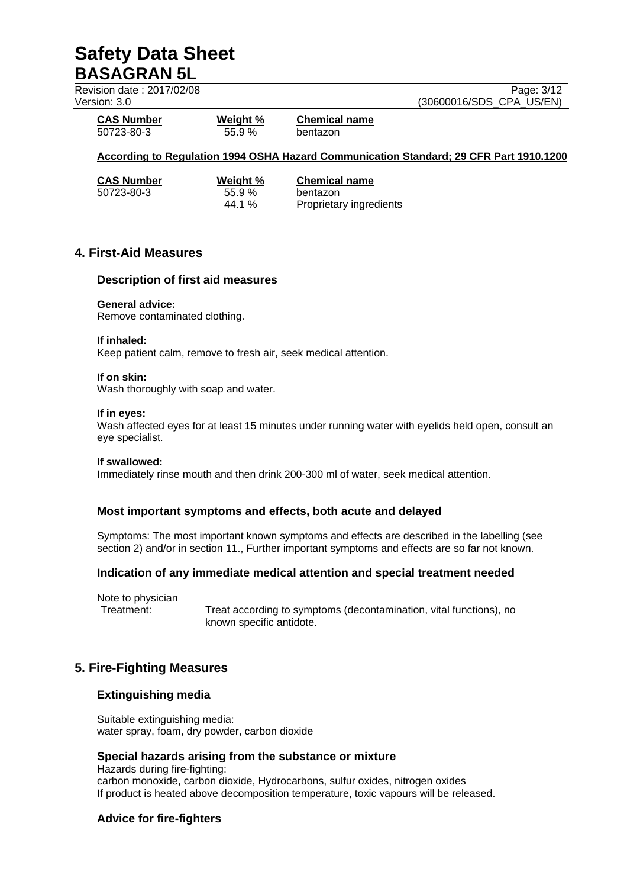| CAS Number | Weight % | Chemical name |
|---|---|---|
| 50723-80-3 | 55.9 % | bentazon |

**According to Regulation 1994 OSHA Hazard Communication Standard; 29 CFR Part 1910.1200**

| CAS Number | Weight % | Chemical name |
|---|---|---|
| 50723-80-3 | 55.9 % | bentazon |
| | 44.1 % | Proprietary ingredients |

## 4. First-Aid Measures

### Description of first aid measures

**General advice:**
Remove contaminated clothing.

**If inhaled:**
Keep patient calm, remove to fresh air, seek medical attention.

**If on skin:**
Wash thoroughly with soap and water.

**If in eyes:**
Wash affected eyes for at least 15 minutes under running water with eyelids held open, consult an eye specialist.

**If swallowed:**
Immediately rinse mouth and then drink 200-300 ml of water, seek medical attention.

### Most important symptoms and effects, both acute and delayed

Symptoms: The most important known symptoms and effects are described in the labelling (see section 2) and/or in section 11., Further important symptoms and effects are so far not known.

### Indication of any immediate medical attention and special treatment needed

Note to physician

Treatment: Treat according to symptoms (decontamination, vital functions), no known specific antidote.

## 5. Fire-Fighting Measures

### Extinguishing media

Suitable extinguishing media:
water spray, foam, dry powder, carbon dioxide

### Special hazards arising from the substance or mixture

Hazards during fire-fighting:
carbon monoxide, carbon dioxide, Hydrocarbons, sulfur oxides, nitrogen oxides
If product is heated above decomposition temperature, toxic vapours will be released.

### Advice for fire-fighters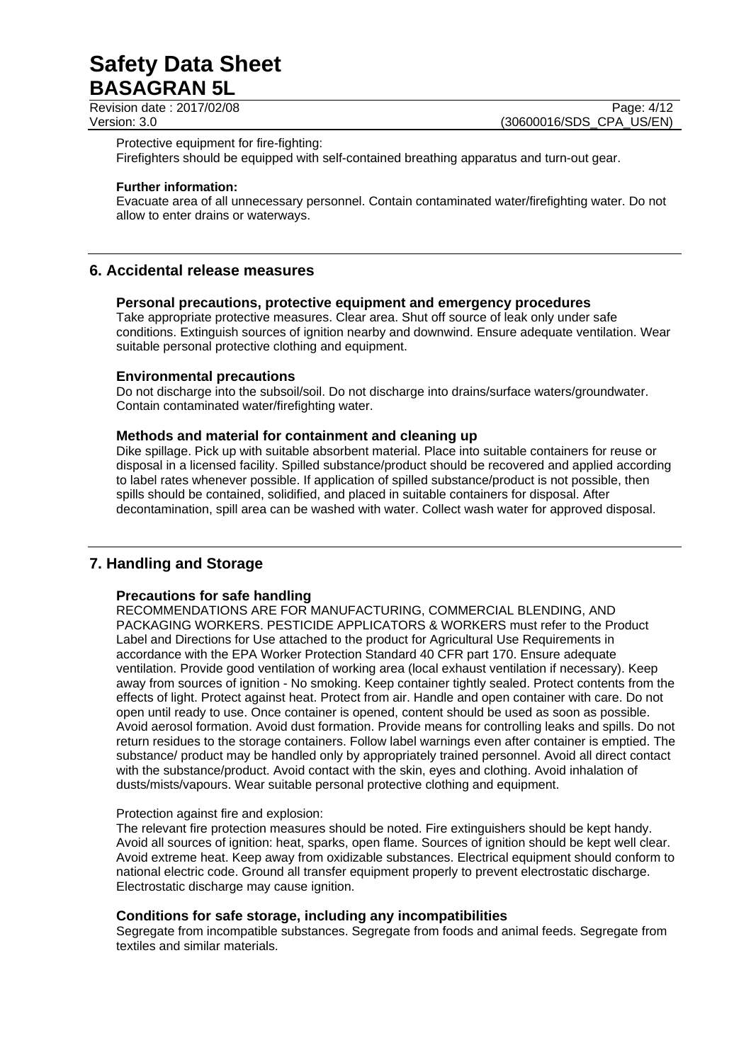Protective equipment for fire-fighting:
Firefighters should be equipped with self-contained breathing apparatus and turn-out gear.

**Further information:**
Evacuate area of all unnecessary personnel. Contain contaminated water/firefighting water. Do not allow to enter drains or waterways.

## 6. Accidental release measures

### Personal precautions, protective equipment and emergency procedures

Take appropriate protective measures. Clear area. Shut off source of leak only under safe conditions. Extinguish sources of ignition nearby and downwind. Ensure adequate ventilation. Wear suitable personal protective clothing and equipment.

### Environmental precautions

Do not discharge into the subsoil/soil. Do not discharge into drains/surface waters/groundwater. Contain contaminated water/firefighting water.

### Methods and material for containment and cleaning up

Dike spillage. Pick up with suitable absorbent material. Place into suitable containers for reuse or disposal in a licensed facility. Spilled substance/product should be recovered and applied according to label rates whenever possible. If application of spilled substance/product is not possible, then spills should be contained, solidified, and placed in suitable containers for disposal. After decontamination, spill area can be washed with water. Collect wash water for approved disposal.

## 7. Handling and Storage

### Precautions for safe handling

RECOMMENDATIONS ARE FOR MANUFACTURING, COMMERCIAL BLENDING, AND PACKAGING WORKERS. PESTICIDE APPLICATORS & WORKERS must refer to the Product Label and Directions for Use attached to the product for Agricultural Use Requirements in accordance with the EPA Worker Protection Standard 40 CFR part 170. Ensure adequate ventilation. Provide good ventilation of working area (local exhaust ventilation if necessary). Keep away from sources of ignition - No smoking. Keep container tightly sealed. Protect contents from the effects of light. Protect against heat. Protect from air. Handle and open container with care. Do not open until ready to use. Once container is opened, content should be used as soon as possible. Avoid aerosol formation. Avoid dust formation. Provide means for controlling leaks and spills. Do not return residues to the storage containers. Follow label warnings even after container is emptied. The substance/ product may be handled only by appropriately trained personnel. Avoid all direct contact with the substance/product. Avoid contact with the skin, eyes and clothing. Avoid inhalation of dusts/mists/vapours. Wear suitable personal protective clothing and equipment.

Protection against fire and explosion:
The relevant fire protection measures should be noted. Fire extinguishers should be kept handy. Avoid all sources of ignition: heat, sparks, open flame. Sources of ignition should be kept well clear. Avoid extreme heat. Keep away from oxidizable substances. Electrical equipment should conform to national electric code. Ground all transfer equipment properly to prevent electrostatic discharge. Electrostatic discharge may cause ignition.

### Conditions for safe storage, including any incompatibilities

Segregate from incompatible substances. Segregate from foods and animal feeds. Segregate from textiles and similar materials.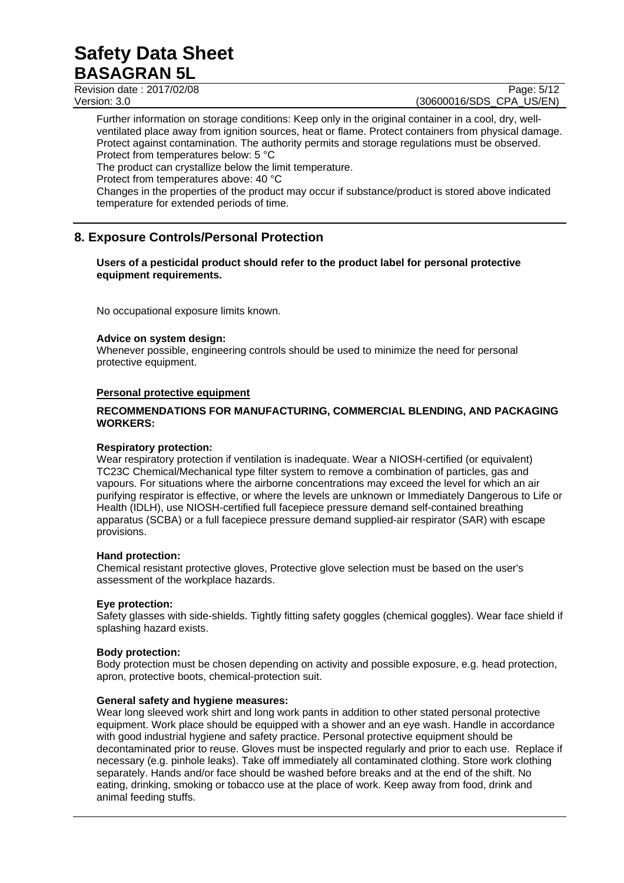Further information on storage conditions: Keep only in the original container in a cool, dry, well-ventilated place away from ignition sources, heat or flame. Protect containers from physical damage. Protect against contamination. The authority permits and storage regulations must be observed.
Protect from temperatures below: 5 °C
The product can crystallize below the limit temperature.
Protect from temperatures above: 40 °C
Changes in the properties of the product may occur if substance/product is stored above indicated temperature for extended periods of time.

## 8. Exposure Controls/Personal Protection

**Users of a pesticidal product should refer to the product label for personal protective equipment requirements.**

No occupational exposure limits known.

**Advice on system design:**
Whenever possible, engineering controls should be used to minimize the need for personal protective equipment.

**Personal protective equipment**

**RECOMMENDATIONS FOR MANUFACTURING, COMMERCIAL BLENDING, AND PACKAGING WORKERS:**

**Respiratory protection:**
Wear respiratory protection if ventilation is inadequate. Wear a NIOSH-certified (or equivalent) TC23C Chemical/Mechanical type filter system to remove a combination of particles, gas and vapours. For situations where the airborne concentrations may exceed the level for which an air purifying respirator is effective, or where the levels are unknown or Immediately Dangerous to Life or Health (IDLH), use NIOSH-certified full facepiece pressure demand self-contained breathing apparatus (SCBA) or a full facepiece pressure demand supplied-air respirator (SAR) with escape provisions.

**Hand protection:**
Chemical resistant protective gloves, Protective glove selection must be based on the user's assessment of the workplace hazards.

**Eye protection:**
Safety glasses with side-shields. Tightly fitting safety goggles (chemical goggles). Wear face shield if splashing hazard exists.

**Body protection:**
Body protection must be chosen depending on activity and possible exposure, e.g. head protection, apron, protective boots, chemical-protection suit.

**General safety and hygiene measures:**
Wear long sleeved work shirt and long work pants in addition to other stated personal protective equipment. Work place should be equipped with a shower and an eye wash. Handle in accordance with good industrial hygiene and safety practice. Personal protective equipment should be decontaminated prior to reuse. Gloves must be inspected regularly and prior to each use. Replace if necessary (e.g. pinhole leaks). Take off immediately all contaminated clothing. Store work clothing separately. Hands and/or face should be washed before breaks and at the end of the shift. No eating, drinking, smoking or tobacco use at the place of work. Keep away from food, drink and animal feeding stuffs.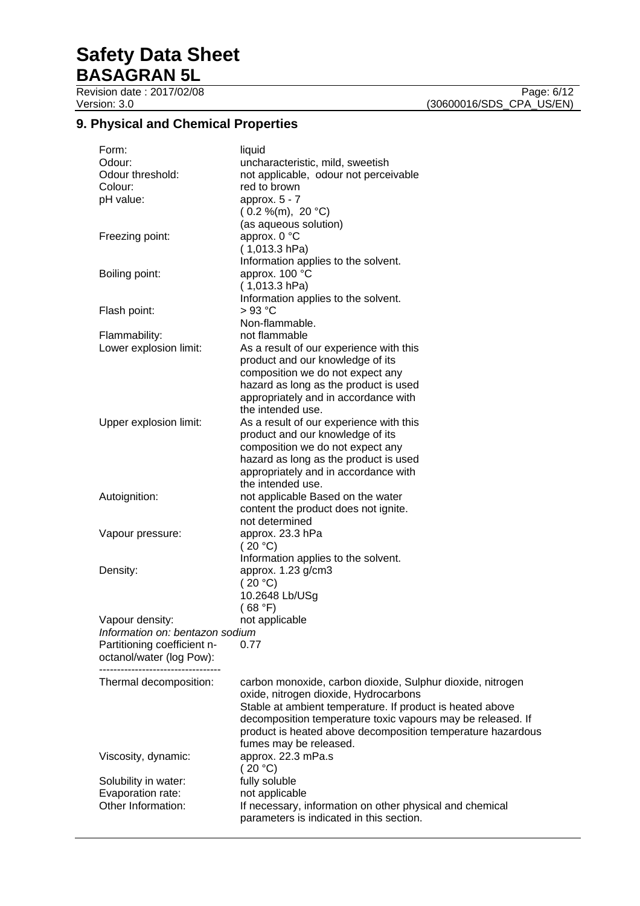## 9. Physical and Chemical Properties

| | |
|---|---|
| Form: | liquid |
| Odour: | uncharacteristic, mild, sweetish |
| Odour threshold: | not applicable, odour not perceivable |
| Colour: | red to brown |
| pH value: | approx. 5 - 7<br>( 0.2 %(m), 20 °C)<br>(as aqueous solution) |
| Freezing point: | approx. 0 °C<br>( 1,013.3 hPa)<br>Information applies to the solvent. |
| Boiling point: | approx. 100 °C<br>( 1,013.3 hPa)<br>Information applies to the solvent. |
| Flash point: | > 93 °C<br>Non-flammable. |
| Flammability: | not flammable |
| Lower explosion limit: | As a result of our experience with this product and our knowledge of its composition we do not expect any hazard as long as the product is used appropriately and in accordance with the intended use. |
| Upper explosion limit: | As a result of our experience with this product and our knowledge of its composition we do not expect any hazard as long as the product is used appropriately and in accordance with the intended use. |
| Autoignition: | not applicable Based on the water content the product does not ignite.<br>not determined |
| Vapour pressure: | approx. 23.3 hPa<br>( 20 °C)<br>Information applies to the solvent. |
| Density: | approx. 1.23 g/cm3<br>( 20 °C)<br>10.2648 Lb/USg<br>( 68 °F) |
| Vapour density: | not applicable |

*Information on: bentazon sodium*

| | |
|---|---|
| Partitioning coefficient n-octanol/water (log Pow): | 0.77 |

----------------------------------

| | |
|---|---|
| Thermal decomposition: | carbon monoxide, carbon dioxide, Sulphur dioxide, nitrogen oxide, nitrogen dioxide, Hydrocarbons<br>Stable at ambient temperature. If product is heated above decomposition temperature toxic vapours may be released. If product is heated above decomposition temperature hazardous fumes may be released. |
| Viscosity, dynamic: | approx. 22.3 mPa.s<br>( 20 °C) |
| Solubility in water: | fully soluble |
| Evaporation rate: | not applicable |
| Other Information: | If necessary, information on other physical and chemical parameters is indicated in this section. |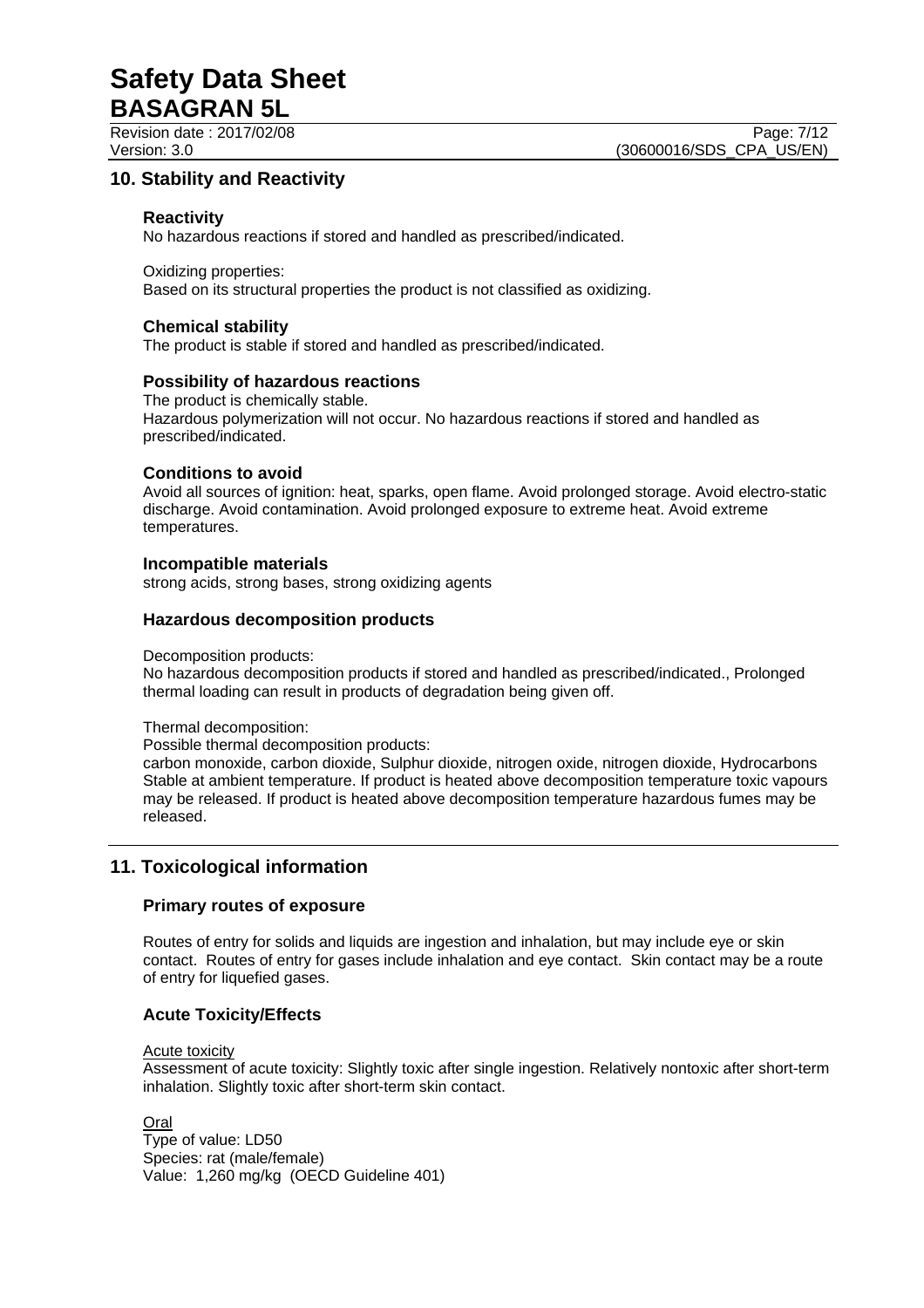## 10. Stability and Reactivity

### Reactivity

No hazardous reactions if stored and handled as prescribed/indicated.

Oxidizing properties:
Based on its structural properties the product is not classified as oxidizing.

### Chemical stability

The product is stable if stored and handled as prescribed/indicated.

### Possibility of hazardous reactions

The product is chemically stable.
Hazardous polymerization will not occur. No hazardous reactions if stored and handled as prescribed/indicated.

### Conditions to avoid

Avoid all sources of ignition: heat, sparks, open flame. Avoid prolonged storage. Avoid electro-static discharge. Avoid contamination. Avoid prolonged exposure to extreme heat. Avoid extreme temperatures.

### Incompatible materials

strong acids, strong bases, strong oxidizing agents

### Hazardous decomposition products

Decomposition products:
No hazardous decomposition products if stored and handled as prescribed/indicated., Prolonged thermal loading can result in products of degradation being given off.

Thermal decomposition:
Possible thermal decomposition products:
carbon monoxide, carbon dioxide, Sulphur dioxide, nitrogen oxide, nitrogen dioxide, Hydrocarbons
Stable at ambient temperature. If product is heated above decomposition temperature toxic vapours may be released. If product is heated above decomposition temperature hazardous fumes may be released.

## 11. Toxicological information

### Primary routes of exposure

Routes of entry for solids and liquids are ingestion and inhalation, but may include eye or skin contact. Routes of entry for gases include inhalation and eye contact. Skin contact may be a route of entry for liquefied gases.

### Acute Toxicity/Effects

Acute toxicity
Assessment of acute toxicity: Slightly toxic after single ingestion. Relatively nontoxic after short-term inhalation. Slightly toxic after short-term skin contact.

Oral
Type of value: LD50
Species: rat (male/female)
Value: 1,260 mg/kg (OECD Guideline 401)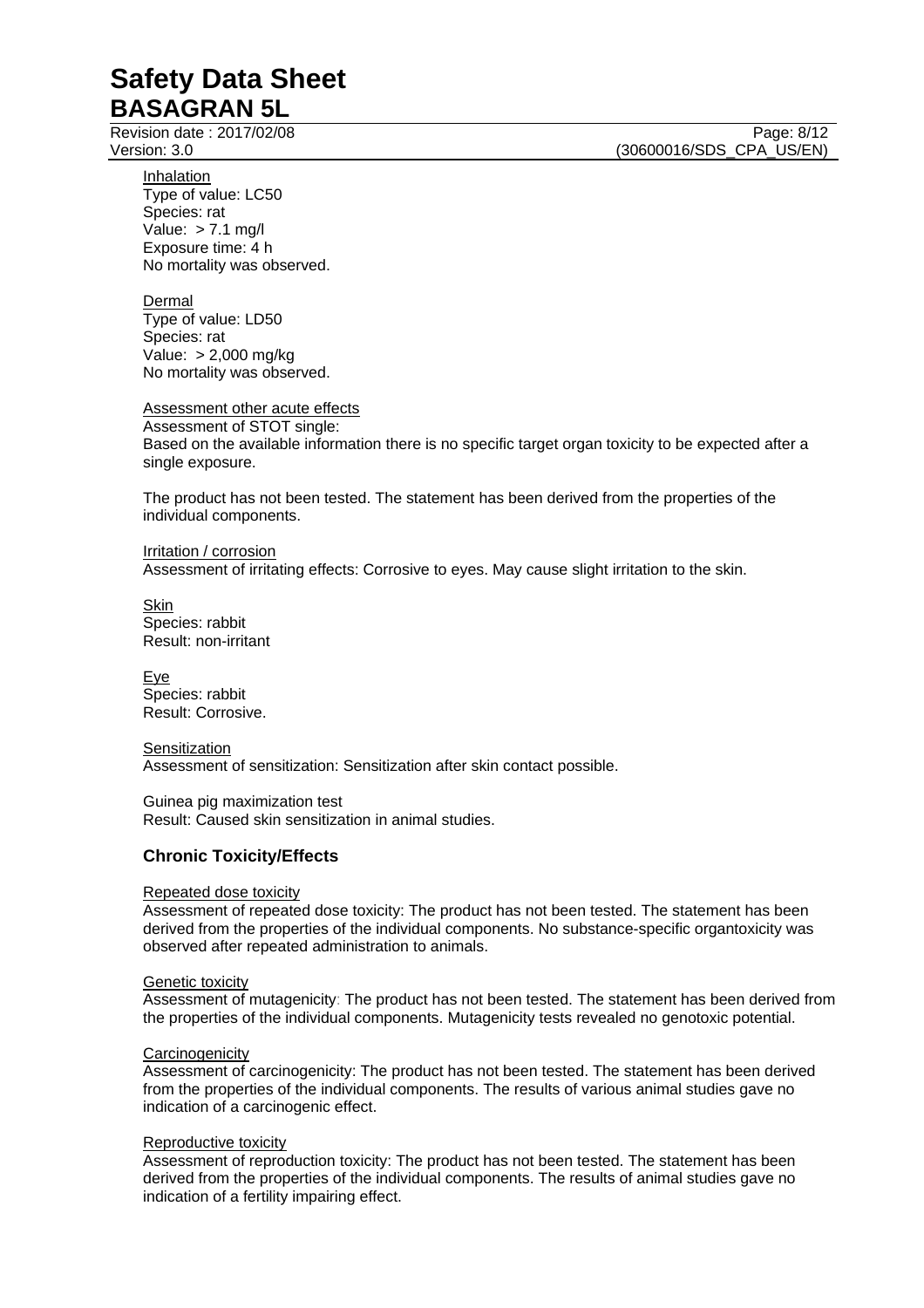Inhalation
Type of value: LC50
Species: rat
Value: > 7.1 mg/l
Exposure time: 4 h
No mortality was observed.

Dermal
Type of value: LD50
Species: rat
Value: > 2,000 mg/kg
No mortality was observed.

Assessment other acute effects
Assessment of STOT single:
Based on the available information there is no specific target organ toxicity to be expected after a single exposure.

The product has not been tested. The statement has been derived from the properties of the individual components.

Irritation / corrosion
Assessment of irritating effects: Corrosive to eyes. May cause slight irritation to the skin.

Skin
Species: rabbit
Result: non-irritant

Eye
Species: rabbit
Result: Corrosive.

Sensitization
Assessment of sensitization: Sensitization after skin contact possible.

Guinea pig maximization test
Result: Caused skin sensitization in animal studies.

## Chronic Toxicity/Effects

Repeated dose toxicity
Assessment of repeated dose toxicity: The product has not been tested. The statement has been derived from the properties of the individual components. No substance-specific organtoxicity was observed after repeated administration to animals.

Genetic toxicity
Assessment of mutagenicity: The product has not been tested. The statement has been derived from the properties of the individual components. Mutagenicity tests revealed no genotoxic potential.

Carcinogenicity
Assessment of carcinogenicity: The product has not been tested. The statement has been derived from the properties of the individual components. The results of various animal studies gave no indication of a carcinogenic effect.

Reproductive toxicity
Assessment of reproduction toxicity: The product has not been tested. The statement has been derived from the properties of the individual components. The results of animal studies gave no indication of a fertility impairing effect.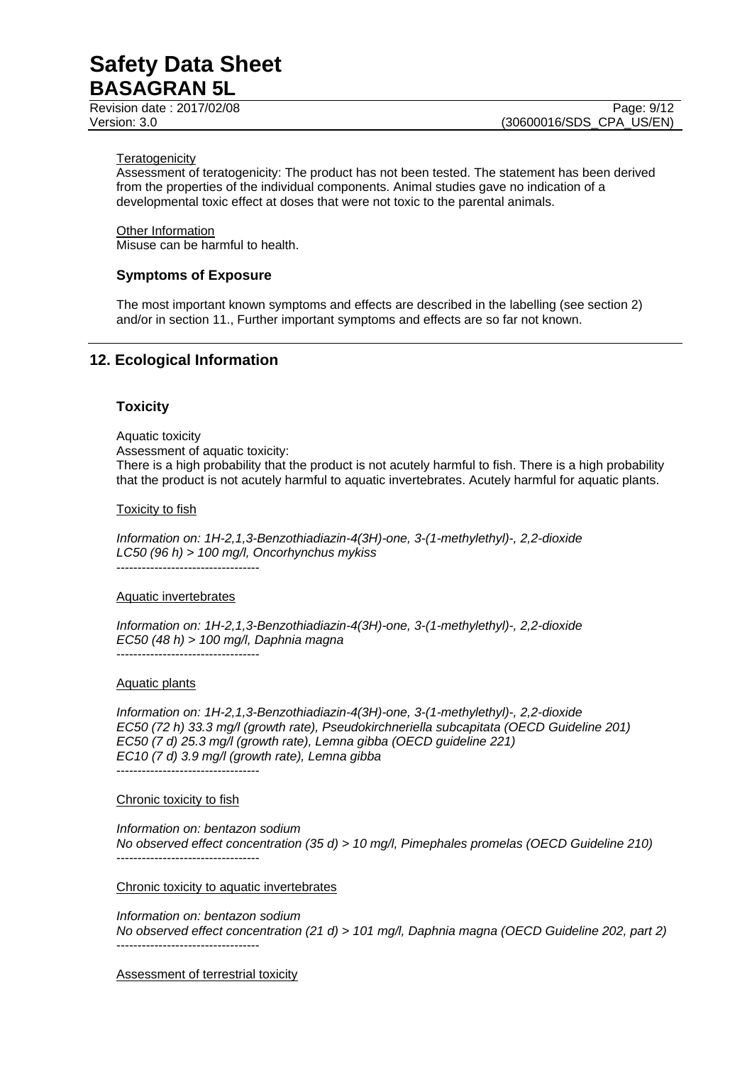Teratogenicity

Assessment of teratogenicity: The product has not been tested. The statement has been derived from the properties of the individual components. Animal studies gave no indication of a developmental toxic effect at doses that were not toxic to the parental animals.

Other Information

Misuse can be harmful to health.

### Symptoms of Exposure

The most important known symptoms and effects are described in the labelling (see section 2) and/or in section 11., Further important symptoms and effects are so far not known.

## 12. Ecological Information

### Toxicity

Aquatic toxicity

Assessment of aquatic toxicity:

There is a high probability that the product is not acutely harmful to fish. There is a high probability that the product is not acutely harmful to aquatic invertebrates. Acutely harmful for aquatic plants.

Toxicity to fish

*Information on: 1H-2,1,3-Benzothiadiazin-4(3H)-one, 3-(1-methylethyl)-, 2,2-dioxide*
*LC50 (96 h) > 100 mg/l, Oncorhynchus mykiss*

----------------------------------

Aquatic invertebrates

*Information on: 1H-2,1,3-Benzothiadiazin-4(3H)-one, 3-(1-methylethyl)-, 2,2-dioxide*
*EC50 (48 h) > 100 mg/l, Daphnia magna*

----------------------------------

Aquatic plants

*Information on: 1H-2,1,3-Benzothiadiazin-4(3H)-one, 3-(1-methylethyl)-, 2,2-dioxide*
*EC50 (72 h) 33.3 mg/l (growth rate), Pseudokirchneriella subcapitata (OECD Guideline 201)*
*EC50 (7 d) 25.3 mg/l (growth rate), Lemna gibba (OECD guideline 221)*
*EC10 (7 d) 3.9 mg/l (growth rate), Lemna gibba*

----------------------------------

Chronic toxicity to fish

*Information on: bentazon sodium*
*No observed effect concentration (35 d) > 10 mg/l, Pimephales promelas (OECD Guideline 210)*

----------------------------------

Chronic toxicity to aquatic invertebrates

*Information on: bentazon sodium*
*No observed effect concentration (21 d) > 101 mg/l, Daphnia magna (OECD Guideline 202, part 2)*

----------------------------------

Assessment of terrestrial toxicity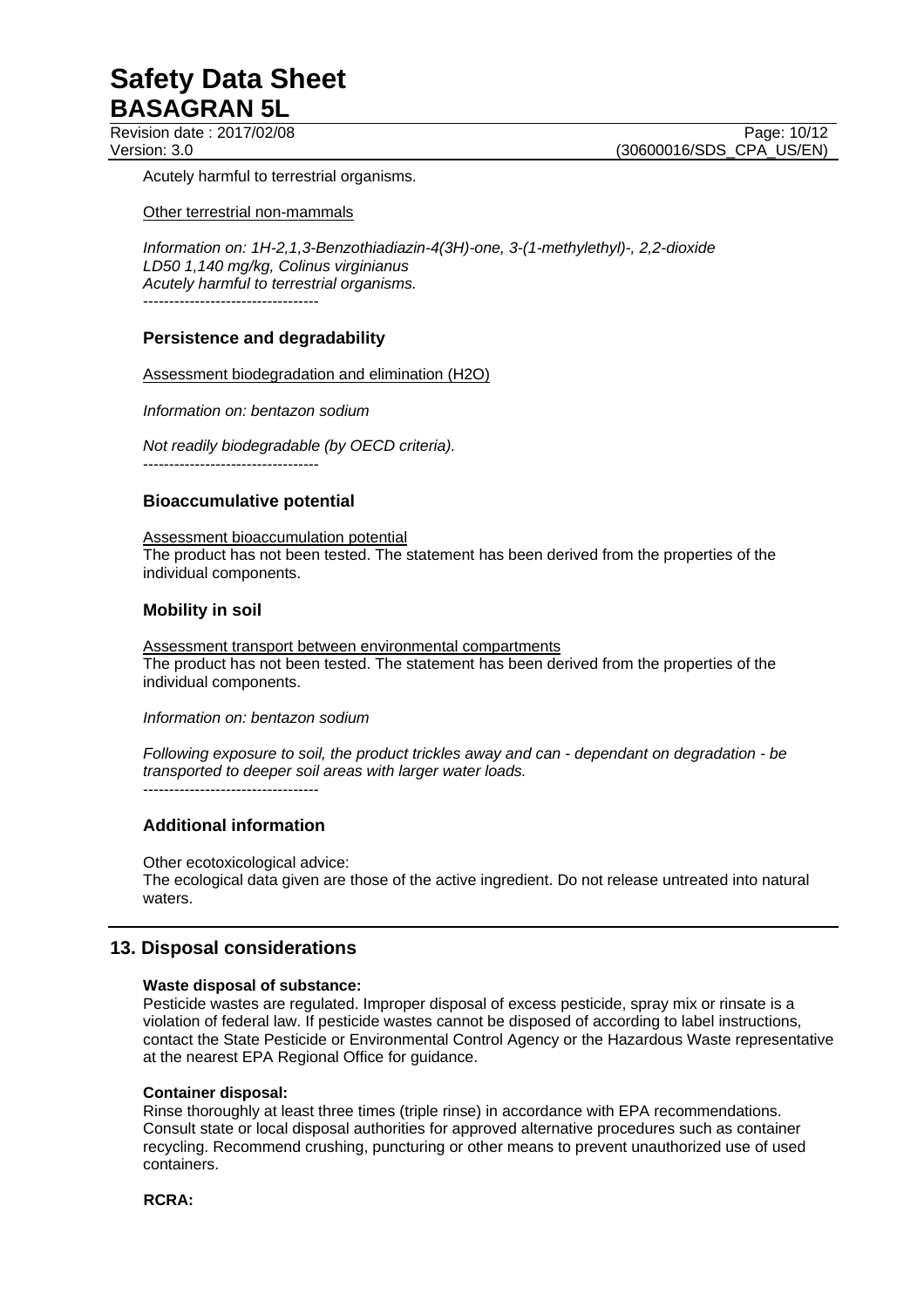Acutely harmful to terrestrial organisms.

Other terrestrial non-mammals

*Information on: 1H-2,1,3-Benzothiadiazin-4(3H)-one, 3-(1-methylethyl)-, 2,2-dioxide*
*LD50 1,140 mg/kg, Colinus virginianus*
*Acutely harmful to terrestrial organisms.*
----------------------------------

### Persistence and degradability

Assessment biodegradation and elimination (H2O)

*Information on: bentazon sodium*

*Not readily biodegradable (by OECD criteria).*
----------------------------------

### Bioaccumulative potential

Assessment bioaccumulation potential
The product has not been tested. The statement has been derived from the properties of the individual components.

### Mobility in soil

Assessment transport between environmental compartments
The product has not been tested. The statement has been derived from the properties of the individual components.

*Information on: bentazon sodium*

*Following exposure to soil, the product trickles away and can - dependant on degradation - be transported to deeper soil areas with larger water loads.*
----------------------------------

### Additional information

Other ecotoxicological advice:
The ecological data given are those of the active ingredient. Do not release untreated into natural waters.

## 13. Disposal considerations

**Waste disposal of substance:**
Pesticide wastes are regulated. Improper disposal of excess pesticide, spray mix or rinsate is a violation of federal law. If pesticide wastes cannot be disposed of according to label instructions, contact the State Pesticide or Environmental Control Agency or the Hazardous Waste representative at the nearest EPA Regional Office for guidance.

**Container disposal:**
Rinse thoroughly at least three times (triple rinse) in accordance with EPA recommendations. Consult state or local disposal authorities for approved alternative procedures such as container recycling. Recommend crushing, puncturing or other means to prevent unauthorized use of used containers.

**RCRA:**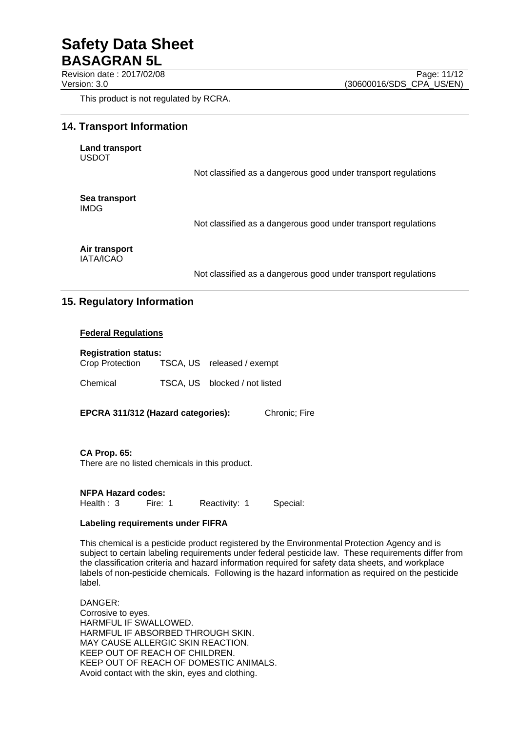This product is not regulated by RCRA.

## 14. Transport Information

**Land transport**
USDOT

Not classified as a dangerous good under transport regulations

**Sea transport**
IMDG

Not classified as a dangerous good under transport regulations

**Air transport**
IATA/ICAO

Not classified as a dangerous good under transport regulations

## 15. Regulatory Information

**Federal Regulations**

**Registration status:**

| | | |
|---|---|---|
| Crop Protection | TSCA, US | released / exempt |
| Chemical | TSCA, US | blocked / not listed |

**EPCRA 311/312 (Hazard categories):** Chronic; Fire

**CA Prop. 65:**
There are no listed chemicals in this product.

**NFPA Hazard codes:**
Health : 3 Fire: 1 Reactivity: 1 Special:

**Labeling requirements under FIFRA**

This chemical is a pesticide product registered by the Environmental Protection Agency and is subject to certain labeling requirements under federal pesticide law. These requirements differ from the classification criteria and hazard information required for safety data sheets, and workplace labels of non-pesticide chemicals. Following is the hazard information as required on the pesticide label.

DANGER:
Corrosive to eyes.
HARMFUL IF SWALLOWED.
HARMFUL IF ABSORBED THROUGH SKIN.
MAY CAUSE ALLERGIC SKIN REACTION.
KEEP OUT OF REACH OF CHILDREN.
KEEP OUT OF REACH OF DOMESTIC ANIMALS.
Avoid contact with the skin, eyes and clothing.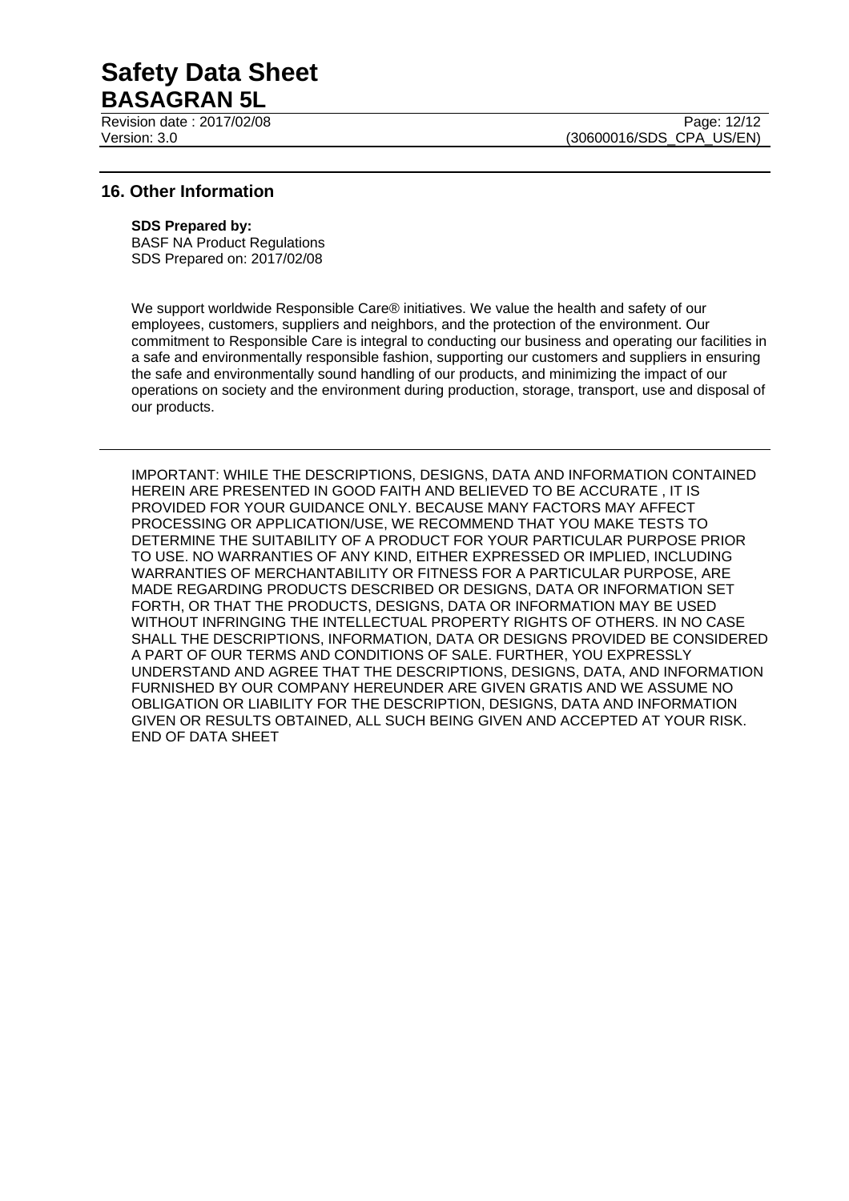## 16. Other Information

**SDS Prepared by:**
BASF NA Product Regulations
SDS Prepared on: 2017/02/08

We support worldwide Responsible Care® initiatives. We value the health and safety of our employees, customers, suppliers and neighbors, and the protection of the environment. Our commitment to Responsible Care is integral to conducting our business and operating our facilities in a safe and environmentally responsible fashion, supporting our customers and suppliers in ensuring the safe and environmentally sound handling of our products, and minimizing the impact of our operations on society and the environment during production, storage, transport, use and disposal of our products.

---

IMPORTANT: WHILE THE DESCRIPTIONS, DESIGNS, DATA AND INFORMATION CONTAINED HEREIN ARE PRESENTED IN GOOD FAITH AND BELIEVED TO BE ACCURATE , IT IS PROVIDED FOR YOUR GUIDANCE ONLY. BECAUSE MANY FACTORS MAY AFFECT PROCESSING OR APPLICATION/USE, WE RECOMMEND THAT YOU MAKE TESTS TO DETERMINE THE SUITABILITY OF A PRODUCT FOR YOUR PARTICULAR PURPOSE PRIOR TO USE. NO WARRANTIES OF ANY KIND, EITHER EXPRESSED OR IMPLIED, INCLUDING WARRANTIES OF MERCHANTABILITY OR FITNESS FOR A PARTICULAR PURPOSE, ARE MADE REGARDING PRODUCTS DESCRIBED OR DESIGNS, DATA OR INFORMATION SET FORTH, OR THAT THE PRODUCTS, DESIGNS, DATA OR INFORMATION MAY BE USED WITHOUT INFRINGING THE INTELLECTUAL PROPERTY RIGHTS OF OTHERS. IN NO CASE SHALL THE DESCRIPTIONS, INFORMATION, DATA OR DESIGNS PROVIDED BE CONSIDERED A PART OF OUR TERMS AND CONDITIONS OF SALE. FURTHER, YOU EXPRESSLY UNDERSTAND AND AGREE THAT THE DESCRIPTIONS, DESIGNS, DATA, AND INFORMATION FURNISHED BY OUR COMPANY HEREUNDER ARE GIVEN GRATIS AND WE ASSUME NO OBLIGATION OR LIABILITY FOR THE DESCRIPTION, DESIGNS, DATA AND INFORMATION GIVEN OR RESULTS OBTAINED, ALL SUCH BEING GIVEN AND ACCEPTED AT YOUR RISK.
END OF DATA SHEET